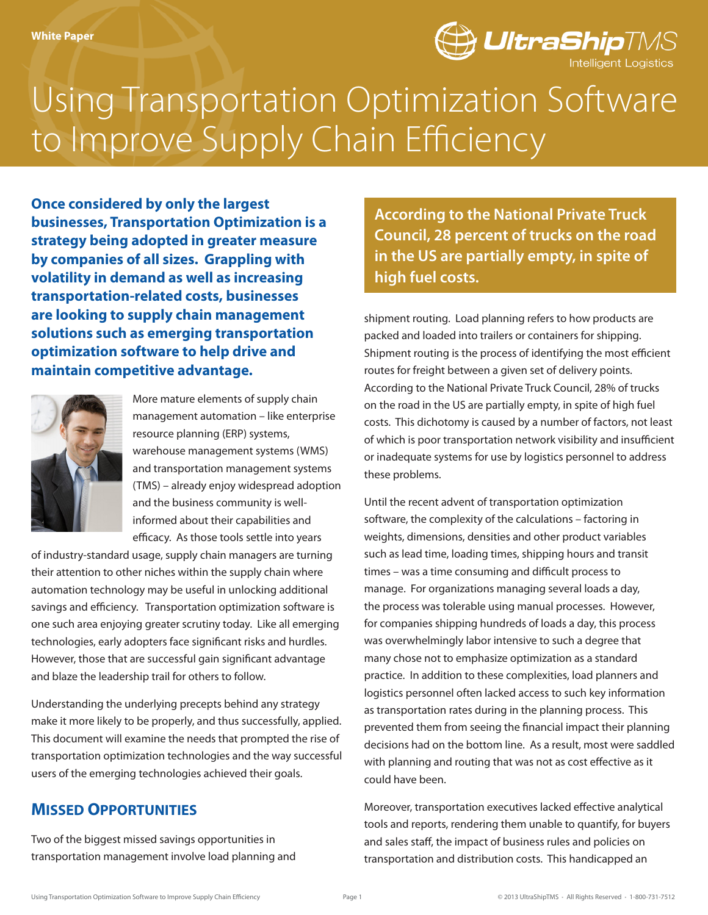White Paper

# Using Transportation Optimization Software to Improve Supply Chain Efficiency

**Once considered by only the largest businesses, Transportation Optimization is a strategy being adopted in greater measure by companies of all sizes. Grappling with volatility in demand as well as increasing transportation-related costs, businesses are looking to supply chain management solutions such as emerging transportation optimization software to help drive and maintain competitive advantage.**

More mature elements of supply chain management automation – like enterprise resource planning (ERP) systems, warehouse management systems (WMS) and transportation management systems (TMS) – already enjoy widespread adoption and the business community is well-informed about their capabilities and efficacy. As those tools settle into years of industry-standard usage, supply chain managers are turning their attention to other niches within the supply chain where automation technology may be useful in unlocking additional savings and efficiency. Transportation optimization software is one such area enjoying greater scrutiny today. Like all emerging technologies, early adopters face significant risks and hurdles. However, those that are successful gain significant advantage and blaze the leadership trail for others to follow.

Understanding the underlying precepts behind any strategy make it more likely to be properly, and thus successfully, applied. This document will examine the needs that prompted the rise of transportation optimization technologies and the way successful users of the emerging technologies achieved their goals.

## Missed Opportunities

Two of the biggest missed savings opportunities in transportation management involve load planning and shipment routing. Load planning refers to how products are packed and loaded into trailers or containers for shipping. Shipment routing is the process of identifying the most efficient routes for freight between a given set of delivery points. According to the National Private Truck Council, 28% of trucks on the road in the US are partially empty, in spite of high fuel costs. This dichotomy is caused by a number of factors, not least of which is poor transportation network visibility and insufficient or inadequate systems for use by logistics personnel to address these problems.

> **According to the National Private Truck Council, 28 percent of trucks on the road in the US are partially empty, in spite of high fuel costs.**

Until the recent advent of transportation optimization software, the complexity of the calculations – factoring in weights, dimensions, densities and other product variables such as lead time, loading times, shipping hours and transit times – was a time consuming and difficult process to manage. For organizations managing several loads a day, the process was tolerable using manual processes. However, for companies shipping hundreds of loads a day, this process was overwhelmingly labor intensive to such a degree that many chose not to emphasize optimization as a standard practice. In addition to these complexities, load planners and logistics personnel often lacked access to such key information as transportation rates during in the planning process. This prevented them from seeing the financial impact their planning decisions had on the bottom line. As a result, most were saddled with planning and routing that was not as cost effective as it could have been.

Moreover, transportation executives lacked effective analytical tools and reports, rendering them unable to quantify, for buyers and sales staff, the impact of business rules and policies on transportation and distribution costs. This handicapped an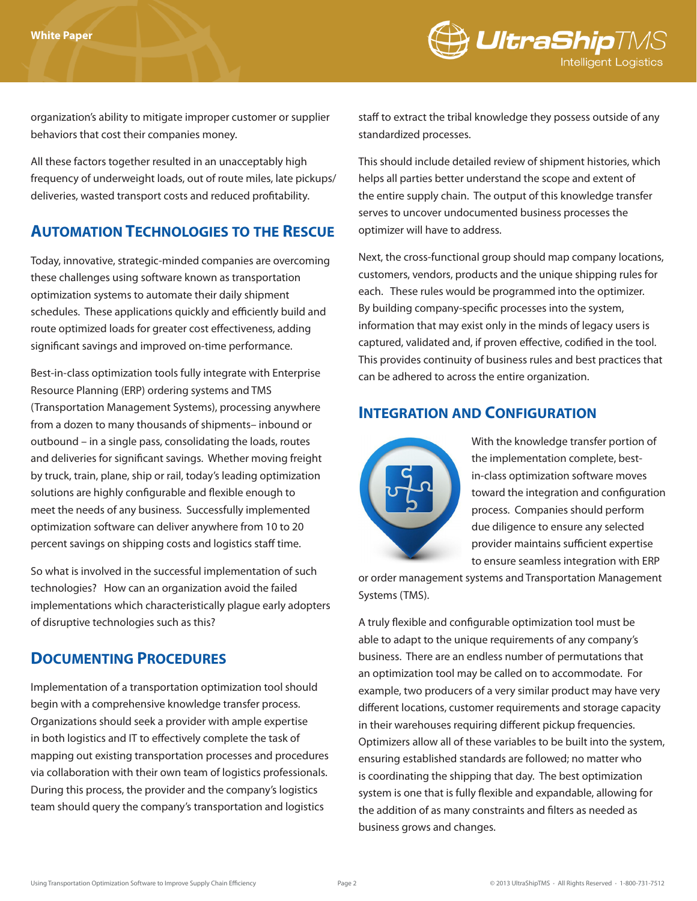organization's ability to mitigate improper customer or supplier behaviors that cost their companies money.

All these factors together resulted in an unacceptably high frequency of underweight loads, out of route miles, late pickups/ deliveries, wasted transport costs and reduced profitability.

## Automation Technologies to the Rescue

Today, innovative, strategic-minded companies are overcoming these challenges using software known as transportation optimization systems to automate their daily shipment schedules. These applications quickly and efficiently build and route optimized loads for greater cost effectiveness, adding significant savings and improved on-time performance.

Best-in-class optimization tools fully integrate with Enterprise Resource Planning (ERP) ordering systems and TMS (Transportation Management Systems), processing anywhere from a dozen to many thousands of shipments– inbound or outbound – in a single pass, consolidating the loads, routes and deliveries for significant savings. Whether moving freight by truck, train, plane, ship or rail, today's leading optimization solutions are highly configurable and flexible enough to meet the needs of any business. Successfully implemented optimization software can deliver anywhere from 10 to 20 percent savings on shipping costs and logistics staff time.

So what is involved in the successful implementation of such technologies? How can an organization avoid the failed implementations which characteristically plague early adopters of disruptive technologies such as this?

## Documenting Procedures

Implementation of a transportation optimization tool should begin with a comprehensive knowledge transfer process. Organizations should seek a provider with ample expertise in both logistics and IT to effectively complete the task of mapping out existing transportation processes and procedures via collaboration with their own team of logistics professionals. During this process, the provider and the company's logistics team should query the company's transportation and logistics staff to extract the tribal knowledge they possess outside of any standardized processes.

This should include detailed review of shipment histories, which helps all parties better understand the scope and extent of the entire supply chain. The output of this knowledge transfer serves to uncover undocumented business processes the optimizer will have to address.

Next, the cross-functional group should map company locations, customers, vendors, products and the unique shipping rules for each. These rules would be programmed into the optimizer. By building company-specific processes into the system, information that may exist only in the minds of legacy users is captured, validated and, if proven effective, codified in the tool. This provides continuity of business rules and best practices that can be adhered to across the entire organization.

## Integration and Configuration

With the knowledge transfer portion of the implementation complete, best-in-class optimization software moves toward the integration and configuration process. Companies should perform due diligence to ensure any selected provider maintains sufficient expertise to ensure seamless integration with ERP or order management systems and Transportation Management Systems (TMS).

A truly flexible and configurable optimization tool must be able to adapt to the unique requirements of any company's business. There are an endless number of permutations that an optimization tool may be called on to accommodate. For example, two producers of a very similar product may have very different locations, customer requirements and storage capacity in their warehouses requiring different pickup frequencies. Optimizers allow all of these variables to be built into the system, ensuring established standards are followed; no matter who is coordinating the shipping that day. The best optimization system is one that is fully flexible and expandable, allowing for the addition of as many constraints and filters as needed as business grows and changes.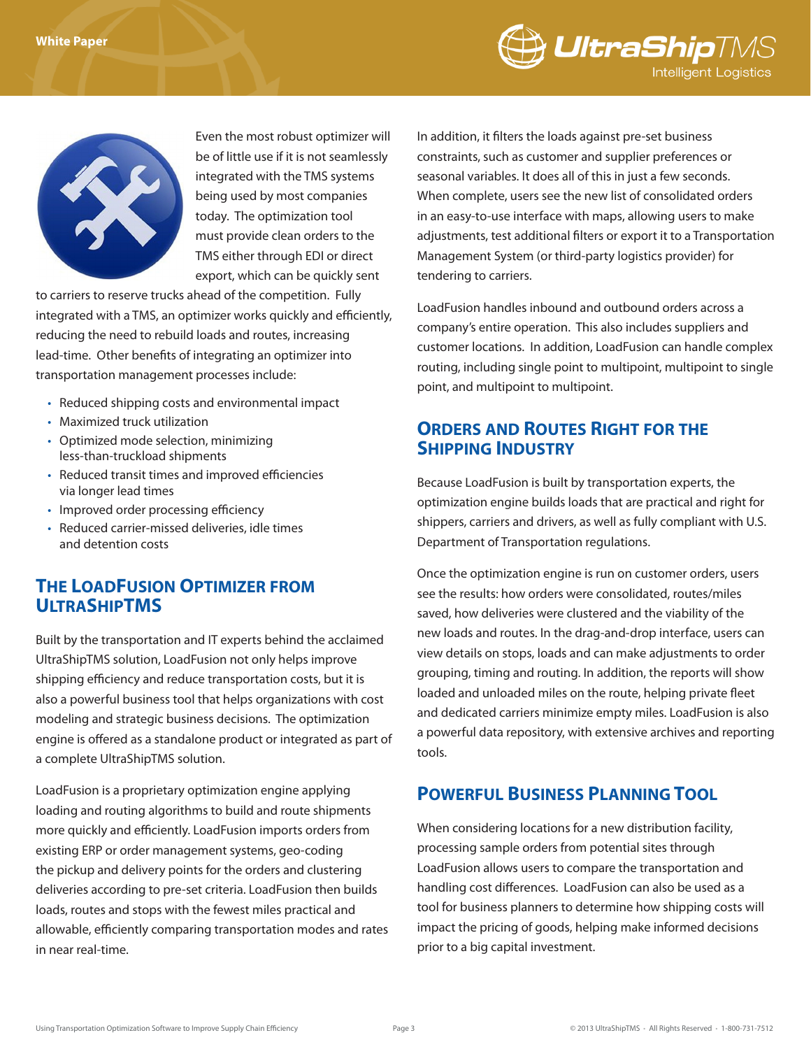Even the most robust optimizer will be of little use if it is not seamlessly integrated with the TMS systems being used by most companies today. The optimization tool must provide clean orders to the TMS either through EDI or direct export, which can be quickly sent to carriers to reserve trucks ahead of the competition. Fully integrated with a TMS, an optimizer works quickly and efficiently, reducing the need to rebuild loads and routes, increasing lead-time. Other benefits of integrating an optimizer into transportation management processes include:

- Reduced shipping costs and environmental impact
- Maximized truck utilization
- Optimized mode selection, minimizing less-than-truckload shipments
- Reduced transit times and improved efficiencies via longer lead times
- Improved order processing efficiency
- Reduced carrier-missed deliveries, idle times and detention costs

## The LoadFusion Optimizer from UltraShipTMS

Built by the transportation and IT experts behind the acclaimed UltraShipTMS solution, LoadFusion not only helps improve shipping efficiency and reduce transportation costs, but it is also a powerful business tool that helps organizations with cost modeling and strategic business decisions. The optimization engine is offered as a standalone product or integrated as part of a complete UltraShipTMS solution.

LoadFusion is a proprietary optimization engine applying loading and routing algorithms to build and route shipments more quickly and efficiently. LoadFusion imports orders from existing ERP or order management systems, geo-coding the pickup and delivery points for the orders and clustering deliveries according to pre-set criteria. LoadFusion then builds loads, routes and stops with the fewest miles practical and allowable, efficiently comparing transportation modes and rates in near real-time.

In addition, it filters the loads against pre-set business constraints, such as customer and supplier preferences or seasonal variables. It does all of this in just a few seconds. When complete, users see the new list of consolidated orders in an easy-to-use interface with maps, allowing users to make adjustments, test additional filters or export it to a Transportation Management System (or third-party logistics provider) for tendering to carriers.

LoadFusion handles inbound and outbound orders across a company's entire operation. This also includes suppliers and customer locations. In addition, LoadFusion can handle complex routing, including single point to multipoint, multipoint to single point, and multipoint to multipoint.

## Orders and Routes Right for the Shipping Industry

Because LoadFusion is built by transportation experts, the optimization engine builds loads that are practical and right for shippers, carriers and drivers, as well as fully compliant with U.S. Department of Transportation regulations.

Once the optimization engine is run on customer orders, users see the results: how orders were consolidated, routes/miles saved, how deliveries were clustered and the viability of the new loads and routes. In the drag-and-drop interface, users can view details on stops, loads and can make adjustments to order grouping, timing and routing. In addition, the reports will show loaded and unloaded miles on the route, helping private fleet and dedicated carriers minimize empty miles. LoadFusion is also a powerful data repository, with extensive archives and reporting tools.

## Powerful Business Planning Tool

When considering locations for a new distribution facility, processing sample orders from potential sites through LoadFusion allows users to compare the transportation and handling cost differences. LoadFusion can also be used as a tool for business planners to determine how shipping costs will impact the pricing of goods, helping make informed decisions prior to a big capital investment.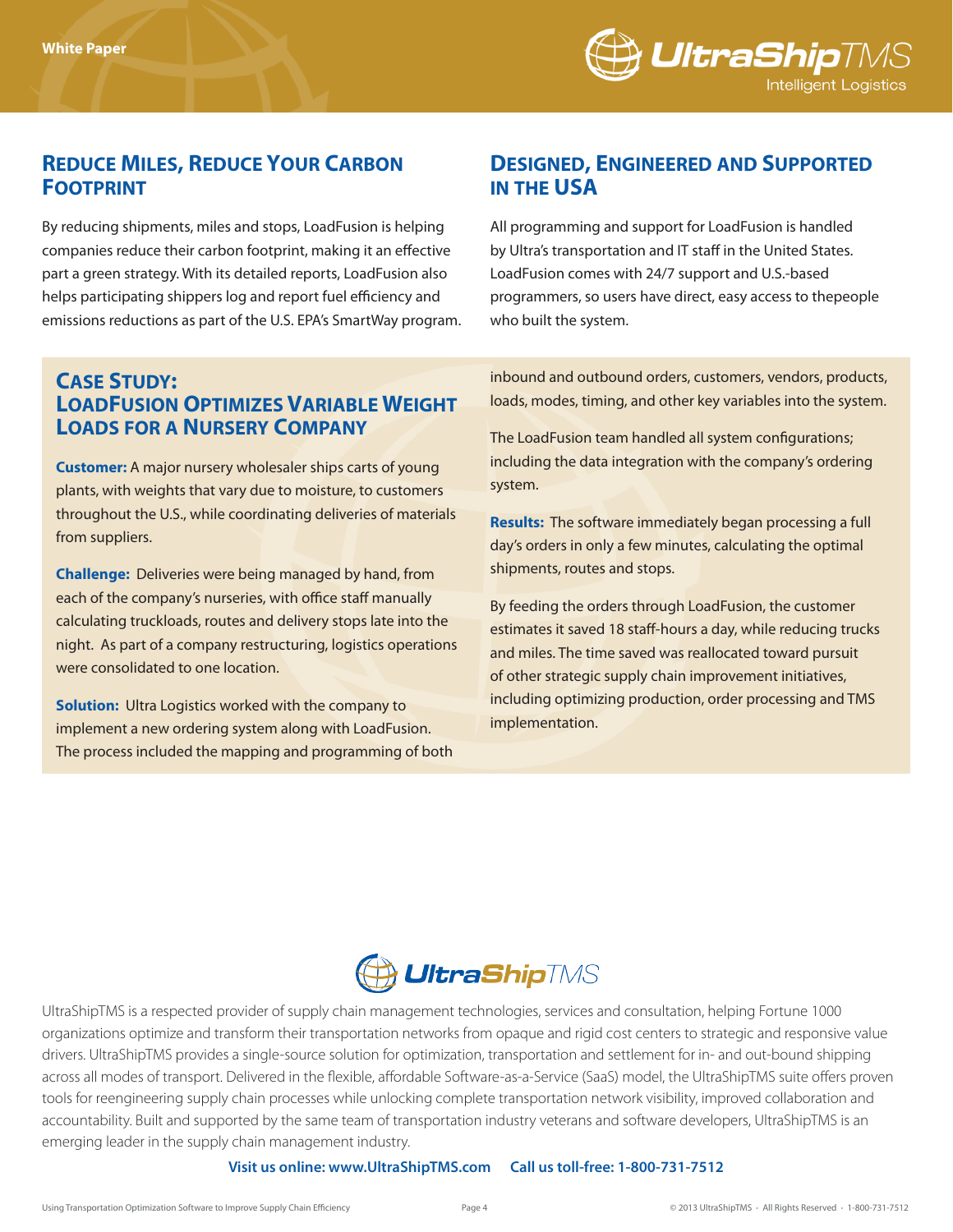## Reduce Miles, Reduce Your Carbon Footprint

By reducing shipments, miles and stops, LoadFusion is helping companies reduce their carbon footprint, making it an effective part a green strategy. With its detailed reports, LoadFusion also helps participating shippers log and report fuel efficiency and emissions reductions as part of the U.S. EPA's SmartWay program.

## Designed, Engineered and Supported in the USA

All programming and support for LoadFusion is handled by Ultra's transportation and IT staff in the United States. LoadFusion comes with 24/7 support and U.S.-based programmers, so users have direct, easy access to thepeople who built the system.

## Case Study: LoadFusion Optimizes Variable Weight Loads for a Nursery Company

**Customer:** A major nursery wholesaler ships carts of young plants, with weights that vary due to moisture, to customers throughout the U.S., while coordinating deliveries of materials from suppliers.

**Challenge:** Deliveries were being managed by hand, from each of the company's nurseries, with office staff manually calculating truckloads, routes and delivery stops late into the night. As part of a company restructuring, logistics operations were consolidated to one location.

**Solution:** Ultra Logistics worked with the company to implement a new ordering system along with LoadFusion. The process included the mapping and programming of both inbound and outbound orders, customers, vendors, products, loads, modes, timing, and other key variables into the system.

The LoadFusion team handled all system configurations; including the data integration with the company's ordering system.

**Results:** The software immediately began processing a full day's orders in only a few minutes, calculating the optimal shipments, routes and stops.

By feeding the orders through LoadFusion, the customer estimates it saved 18 staff-hours a day, while reducing trucks and miles. The time saved was reallocated toward pursuit of other strategic supply chain improvement initiatives, including optimizing production, order processing and TMS implementation.

UltraShipTMS is a respected provider of supply chain management technologies, services and consultation, helping Fortune 1000 organizations optimize and transform their transportation networks from opaque and rigid cost centers to strategic and responsive value drivers. UltraShipTMS provides a single-source solution for optimization, transportation and settlement for in- and out-bound shipping across all modes of transport. Delivered in the flexible, affordable Software-as-a-Service (SaaS) model, the UltraShipTMS suite offers proven tools for reengineering supply chain processes while unlocking complete transportation network visibility, improved collaboration and accountability. Built and supported by the same team of transportation industry veterans and software developers, UltraShipTMS is an emerging leader in the supply chain management industry.

**Visit us online: www.UltraShipTMS.com    Call us toll-free: 1-800-731-7512**